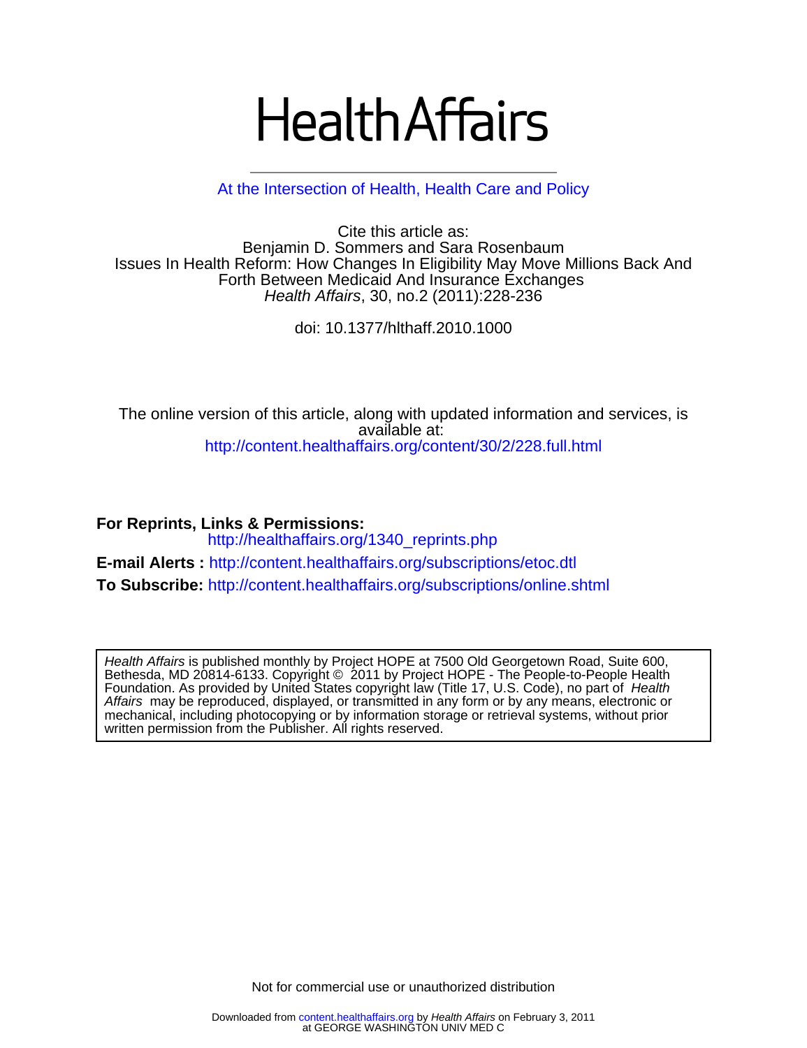# Health Affairs

At the Intersection of Health, Health Care and Policy

Cite this article as:
Benjamin D. Sommers and Sara Rosenbaum
Issues In Health Reform: How Changes In Eligibility May Move Millions Back And Forth Between Medicaid And Insurance Exchanges
*Health Affairs*, 30, no.2 (2011):228-236

doi: 10.1377/hlthaff.2010.1000

The online version of this article, along with updated information and services, is available at:
http://content.healthaffairs.org/content/30/2/228.full.html

**For Reprints, Links & Permissions:**
http://healthaffairs.org/1340_reprints.php

**E-mail Alerts :** http://content.healthaffairs.org/subscriptions/etoc.dtl

**To Subscribe:** http://content.healthaffairs.org/subscriptions/online.shtml

*Health Affairs* is published monthly by Project HOPE at 7500 Old Georgetown Road, Suite 600, Bethesda, MD 20814-6133. Copyright © 2011 by Project HOPE - The People-to-People Health Foundation. As provided by United States copyright law (Title 17, U.S. Code), no part of *Health Affairs* may be reproduced, displayed, or transmitted in any form or by any means, electronic or mechanical, including photocopying or by information storage or retrieval systems, without prior written permission from the Publisher. All rights reserved.

Not for commercial use or unauthorized distribution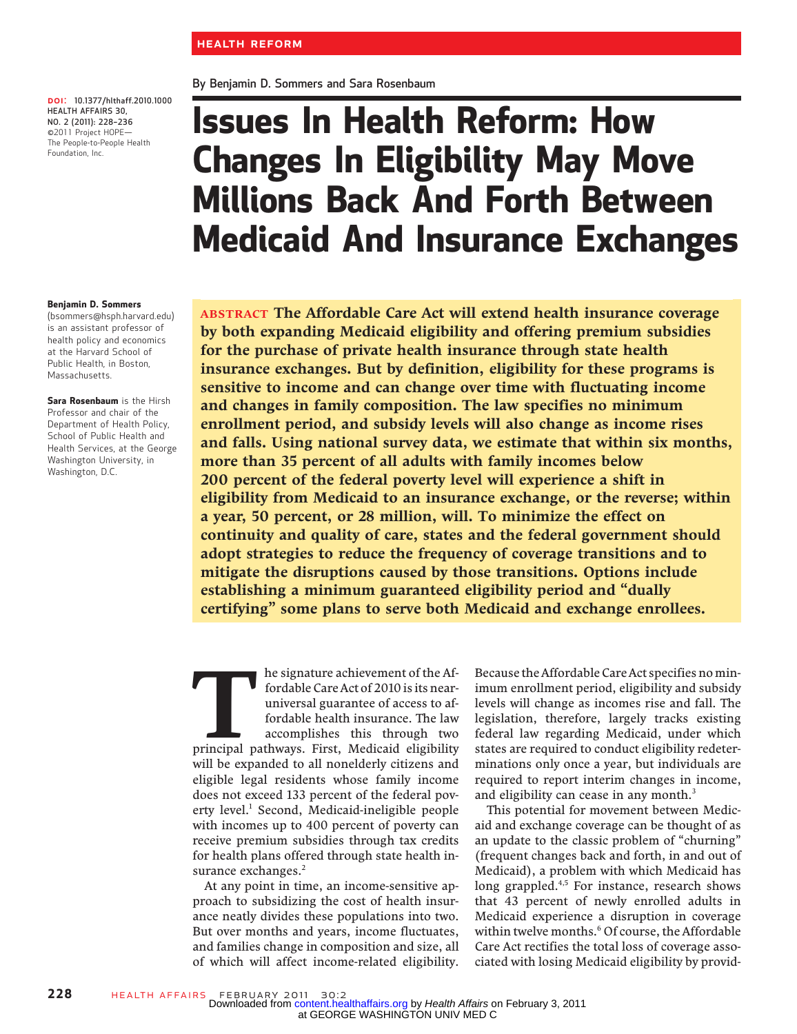HEALTH REFORM

By Benjamin D. Sommers and Sara Rosenbaum

# Issues In Health Reform: How Changes In Eligibility May Move Millions Back And Forth Between Medicaid And Insurance Exchanges

DOI: 10.1377/hlthaff.2010.1000
HEALTH AFFAIRS 30,
NO. 2 (2011): 228–236
©2011 Project HOPE—
The People-to-People Health Foundation, Inc.

**Benjamin D. Sommers** (bsommers@hsph.harvard.edu) is an assistant professor of health policy and economics at the Harvard School of Public Health, in Boston, Massachusetts.

**Sara Rosenbaum** is the Hirsh Professor and chair of the Department of Health Policy, School of Public Health and Health Services, at the George Washington University, in Washington, D.C.

**ABSTRACT The Affordable Care Act will extend health insurance coverage by both expanding Medicaid eligibility and offering premium subsidies for the purchase of private health insurance through state health insurance exchanges. But by definition, eligibility for these programs is sensitive to income and can change over time with fluctuating income and changes in family composition. The law specifies no minimum enrollment period, and subsidy levels will also change as income rises and falls. Using national survey data, we estimate that within six months, more than 35 percent of all adults with family incomes below 200 percent of the federal poverty level will experience a shift in eligibility from Medicaid to an insurance exchange, or the reverse; within a year, 50 percent, or 28 million, will. To minimize the effect on continuity and quality of care, states and the federal government should adopt strategies to reduce the frequency of coverage transitions and to mitigate the disruptions caused by those transitions. Options include establishing a minimum guaranteed eligibility period and "dually certifying" some plans to serve both Medicaid and exchange enrollees.**

The signature achievement of the Affordable Care Act of 2010 is its near-universal guarantee of access to affordable health insurance. The law accomplishes this through two principal pathways. First, Medicaid eligibility will be expanded to all nonelderly citizens and eligible legal residents whose family income does not exceed 133 percent of the federal poverty level.[1] Second, Medicaid-ineligible people with incomes up to 400 percent of poverty can receive premium subsidies through tax credits for health plans offered through state health insurance exchanges.[2]

At any point in time, an income-sensitive approach to subsidizing the cost of health insurance neatly divides these populations into two. But over months and years, income fluctuates, and families change in composition and size, all of which will affect income-related eligibility. Because the Affordable Care Act specifies no minimum enrollment period, eligibility and subsidy levels will change as incomes rise and fall. The legislation, therefore, largely tracks existing federal law regarding Medicaid, under which states are required to conduct eligibility redeterminations only once a year, but individuals are required to report interim changes in income, and eligibility can cease in any month.[3]

This potential for movement between Medicaid and exchange coverage can be thought of as an update to the classic problem of "churning" (frequent changes back and forth, in and out of Medicaid), a problem with which Medicaid has long grappled.[4,5] For instance, research shows that 43 percent of newly enrolled adults in Medicaid experience a disruption in coverage within twelve months.[6] Of course, the Affordable Care Act rectifies the total loss of coverage associated with losing Medicaid eligibility by provid-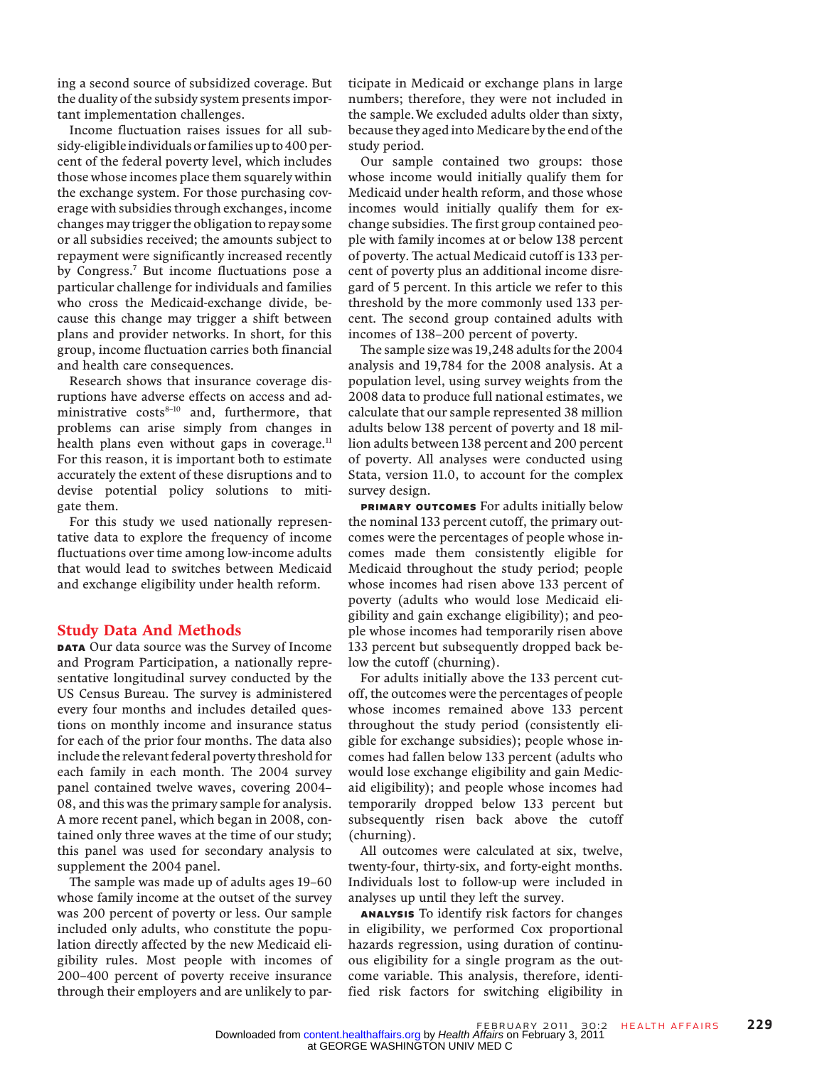ing a second source of subsidized coverage. But the duality of the subsidy system presents important implementation challenges.

Income fluctuation raises issues for all subsidy-eligible individuals or families up to 400 percent of the federal poverty level, which includes those whose incomes place them squarely within the exchange system. For those purchasing coverage with subsidies through exchanges, income changes may trigger the obligation to repay some or all subsidies received; the amounts subject to repayment were significantly increased recently by Congress.[7] But income fluctuations pose a particular challenge for individuals and families who cross the Medicaid-exchange divide, because this change may trigger a shift between plans and provider networks. In short, for this group, income fluctuation carries both financial and health care consequences.

Research shows that insurance coverage disruptions have adverse effects on access and administrative costs[8–10] and, furthermore, that problems can arise simply from changes in health plans even without gaps in coverage.[11] For this reason, it is important both to estimate accurately the extent of these disruptions and to devise potential policy solutions to mitigate them.

For this study we used nationally representative data to explore the frequency of income fluctuations over time among low-income adults that would lead to switches between Medicaid and exchange eligibility under health reform.

## Study Data And Methods

**DATA** Our data source was the Survey of Income and Program Participation, a nationally representative longitudinal survey conducted by the US Census Bureau. The survey is administered every four months and includes detailed questions on monthly income and insurance status for each of the prior four months. The data also include the relevant federal poverty threshold for each family in each month. The 2004 survey panel contained twelve waves, covering 2004–08, and this was the primary sample for analysis. A more recent panel, which began in 2008, contained only three waves at the time of our study; this panel was used for secondary analysis to supplement the 2004 panel.

The sample was made up of adults ages 19–60 whose family income at the outset of the survey was 200 percent of poverty or less. Our sample included only adults, who constitute the population directly affected by the new Medicaid eligibility rules. Most people with incomes of 200–400 percent of poverty receive insurance through their employers and are unlikely to participate in Medicaid or exchange plans in large numbers; therefore, they were not included in the sample. We excluded adults older than sixty, because they aged into Medicare by the end of the study period.

Our sample contained two groups: those whose income would initially qualify them for Medicaid under health reform, and those whose incomes would initially qualify them for exchange subsidies. The first group contained people with family incomes at or below 138 percent of poverty. The actual Medicaid cutoff is 133 percent of poverty plus an additional income disregard of 5 percent. In this article we refer to this threshold by the more commonly used 133 percent. The second group contained adults with incomes of 138–200 percent of poverty.

The sample size was 19,248 adults for the 2004 analysis and 19,784 for the 2008 analysis. At a population level, using survey weights from the 2008 data to produce full national estimates, we calculate that our sample represented 38 million adults below 138 percent of poverty and 18 million adults between 138 percent and 200 percent of poverty. All analyses were conducted using Stata, version 11.0, to account for the complex survey design.

**PRIMARY OUTCOMES** For adults initially below the nominal 133 percent cutoff, the primary outcomes were the percentages of people whose incomes made them consistently eligible for Medicaid throughout the study period; people whose incomes had risen above 133 percent of poverty (adults who would lose Medicaid eligibility and gain exchange eligibility); and people whose incomes had temporarily risen above 133 percent but subsequently dropped back below the cutoff (churning).

For adults initially above the 133 percent cutoff, the outcomes were the percentages of people whose incomes remained above 133 percent throughout the study period (consistently eligible for exchange subsidies); people whose incomes had fallen below 133 percent (adults who would lose exchange eligibility and gain Medicaid eligibility); and people whose incomes had temporarily dropped below 133 percent but subsequently risen back above the cutoff (churning).

All outcomes were calculated at six, twelve, twenty-four, thirty-six, and forty-eight months. Individuals lost to follow-up were included in analyses up until they left the survey.

**ANALYSIS** To identify risk factors for changes in eligibility, we performed Cox proportional hazards regression, using duration of continuous eligibility for a single program as the outcome variable. This analysis, therefore, identified risk factors for switching eligibility in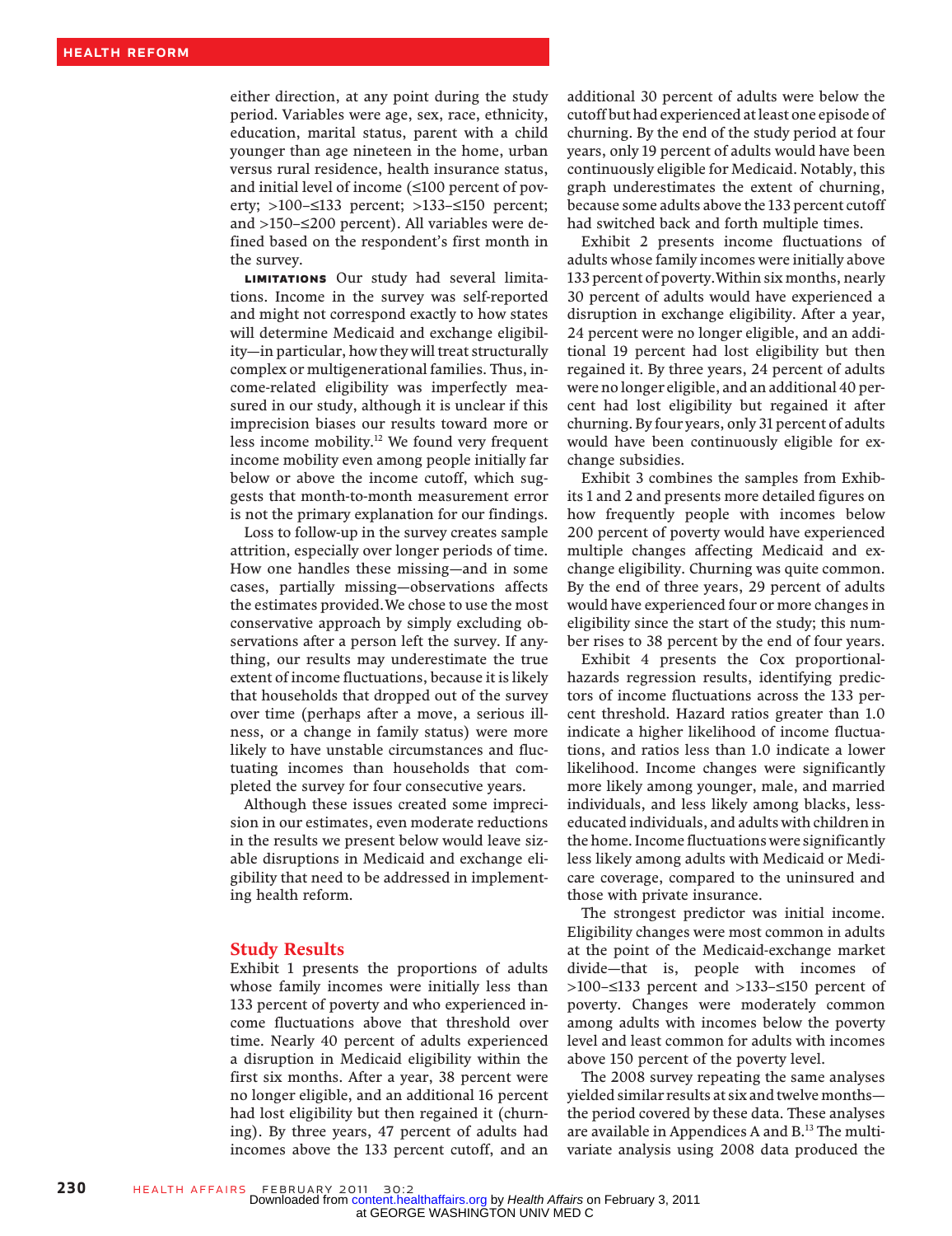either direction, at any point during the study period. Variables were age, sex, race, ethnicity, education, marital status, parent with a child younger than age nineteen in the home, urban versus rural residence, health insurance status, and initial level of income (≤100 percent of poverty; >100–≤133 percent; >133–≤150 percent; and >150–≤200 percent). All variables were defined based on the respondent's first month in the survey.

**LIMITATIONS** Our study had several limitations. Income in the survey was self-reported and might not correspond exactly to how states will determine Medicaid and exchange eligibility—in particular, how they will treat structurally complex or multigenerational families. Thus, income-related eligibility was imperfectly measured in our study, although it is unclear if this imprecision biases our results toward more or less income mobility.[12] We found very frequent income mobility even among people initially far below or above the income cutoff, which suggests that month-to-month measurement error is not the primary explanation for our findings.

Loss to follow-up in the survey creates sample attrition, especially over longer periods of time. How one handles these missing—and in some cases, partially missing—observations affects the estimates provided. We chose to use the most conservative approach by simply excluding observations after a person left the survey. If anything, our results may underestimate the true extent of income fluctuations, because it is likely that households that dropped out of the survey over time (perhaps after a move, a serious illness, or a change in family status) were more likely to have unstable circumstances and fluctuating incomes than households that completed the survey for four consecutive years.

Although these issues created some imprecision in our estimates, even moderate reductions in the results we present below would leave sizable disruptions in Medicaid and exchange eligibility that need to be addressed in implementing health reform.

## Study Results

Exhibit 1 presents the proportions of adults whose family incomes were initially less than 133 percent of poverty and who experienced income fluctuations above that threshold over time. Nearly 40 percent of adults experienced a disruption in Medicaid eligibility within the first six months. After a year, 38 percent were no longer eligible, and an additional 16 percent had lost eligibility but then regained it (churning). By three years, 47 percent of adults had incomes above the 133 percent cutoff, and an additional 30 percent of adults were below the cutoff but had experienced at least one episode of churning. By the end of the study period at four years, only 19 percent of adults would have been continuously eligible for Medicaid. Notably, this graph underestimates the extent of churning, because some adults above the 133 percent cutoff had switched back and forth multiple times.

Exhibit 2 presents income fluctuations of adults whose family incomes were initially above 133 percent of poverty. Within six months, nearly 30 percent of adults would have experienced a disruption in exchange eligibility. After a year, 24 percent were no longer eligible, and an additional 19 percent had lost eligibility but then regained it. By three years, 24 percent of adults were no longer eligible, and an additional 40 percent had lost eligibility but regained it after churning. By four years, only 31 percent of adults would have been continuously eligible for exchange subsidies.

Exhibit 3 combines the samples from Exhibits 1 and 2 and presents more detailed figures on how frequently people with incomes below 200 percent of poverty would have experienced multiple changes affecting Medicaid and exchange eligibility. Churning was quite common. By the end of three years, 29 percent of adults would have experienced four or more changes in eligibility since the start of the study; this number rises to 38 percent by the end of four years.

Exhibit 4 presents the Cox proportional-hazards regression results, identifying predictors of income fluctuations across the 133 percent threshold. Hazard ratios greater than 1.0 indicate a higher likelihood of income fluctuations, and ratios less than 1.0 indicate a lower likelihood. Income changes were significantly more likely among younger, male, and married individuals, and less likely among blacks, less-educated individuals, and adults with children in the home. Income fluctuations were significantly less likely among adults with Medicaid or Medicare coverage, compared to the uninsured and those with private insurance.

The strongest predictor was initial income. Eligibility changes were most common in adults at the point of the Medicaid-exchange market divide—that is, people with incomes of >100–≤133 percent and >133–≤150 percent of poverty. Changes were moderately common among adults with incomes below the poverty level and least common for adults with incomes above 150 percent of the poverty level.

The 2008 survey repeating the same analyses yielded similar results at six and twelve months—the period covered by these data. These analyses are available in Appendices A and B.[13] The multivariate analysis using 2008 data produced the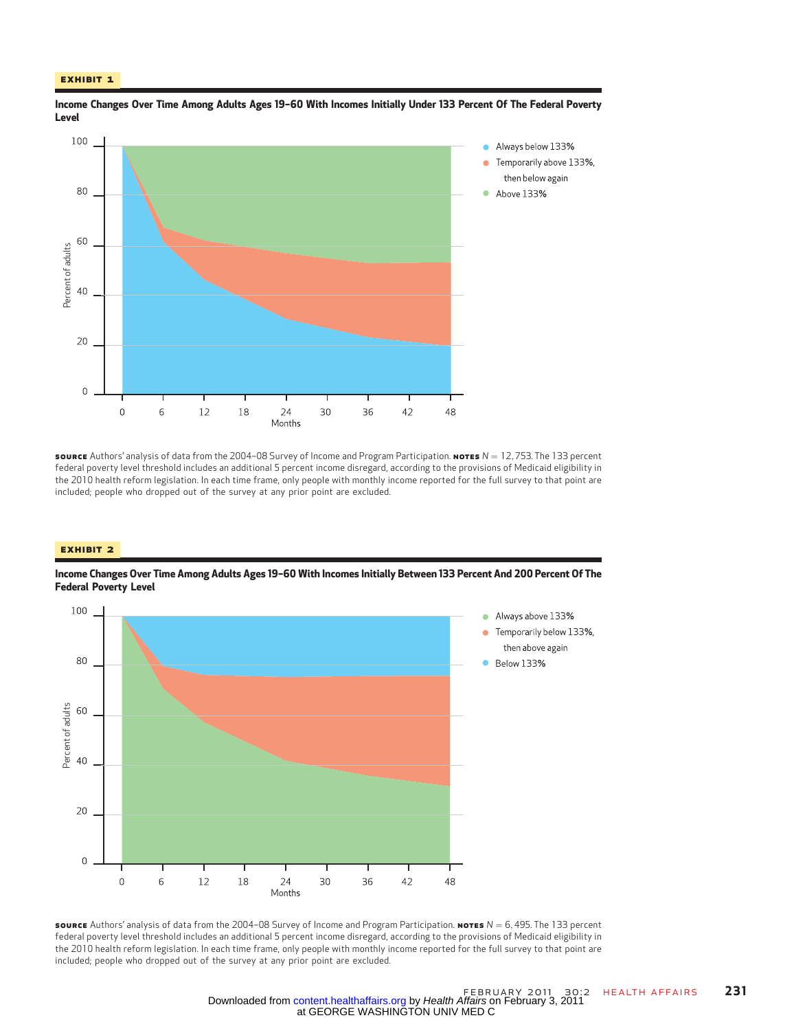**EXHIBIT 1**

**Income Changes Over Time Among Adults Ages 19–60 With Incomes Initially Under 133 Percent Of The Federal Poverty Level**

**SOURCE** Authors' analysis of data from the 2004–08 Survey of Income and Program Participation. **NOTES** $N = 12,753$. The 133 percent federal poverty level threshold includes an additional 5 percent income disregard, according to the provisions of Medicaid eligibility in the 2010 health reform legislation. In each time frame, only people with monthly income reported for the full survey to that point are included; people who dropped out of the survey at any prior point are excluded.

**EXHIBIT 2**

**Income Changes Over Time Among Adults Ages 19–60 With Incomes Initially Between 133 Percent And 200 Percent Of The Federal Poverty Level**

**SOURCE** Authors' analysis of data from the 2004–08 Survey of Income and Program Participation. **NOTES** $N = 6,495$. The 133 percent federal poverty level threshold includes an additional 5 percent income disregard, according to the provisions of Medicaid eligibility in the 2010 health reform legislation. In each time frame, only people with monthly income reported for the full survey to that point are included; people who dropped out of the survey at any prior point are excluded.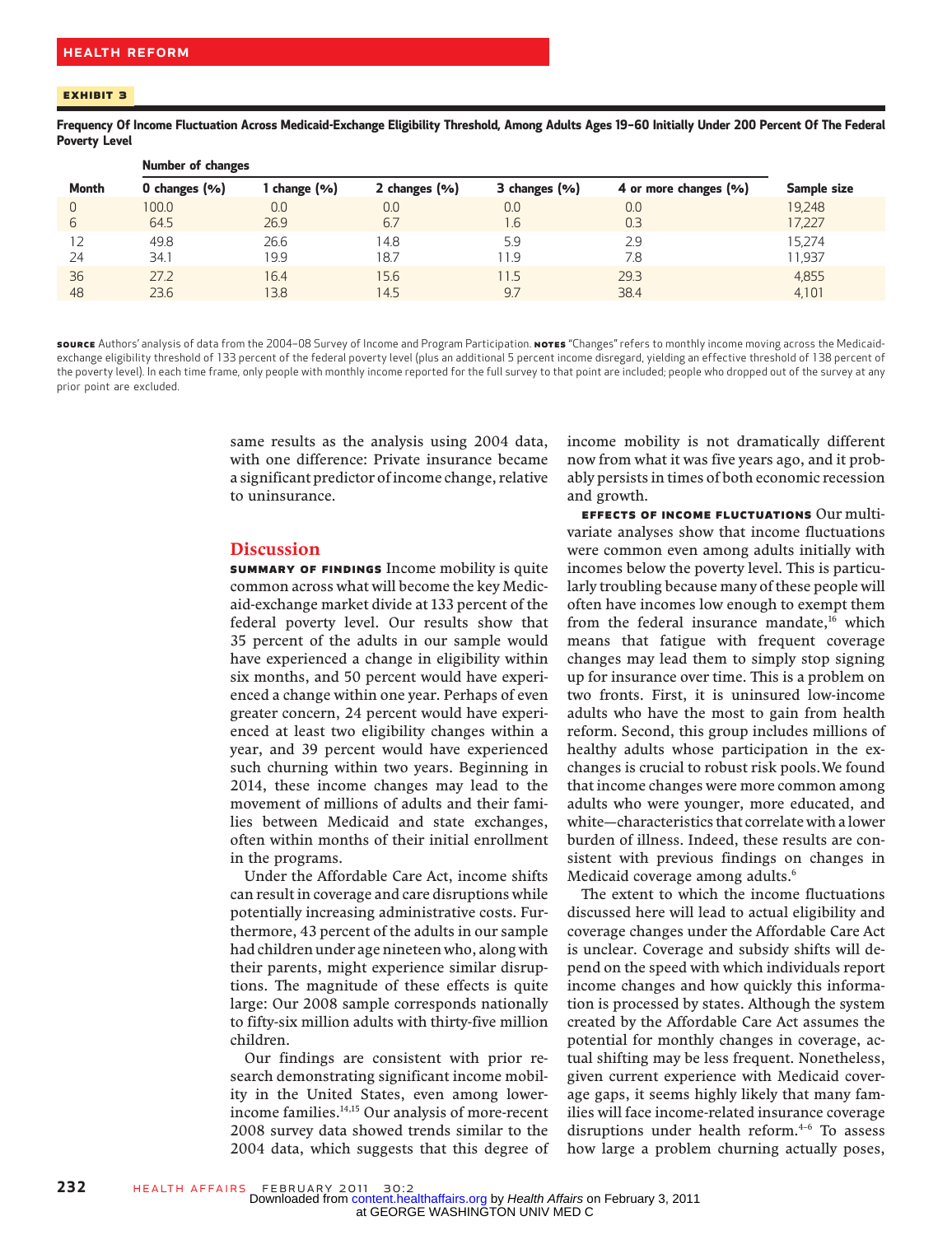**EXHIBIT 3**

**Frequency Of Income Fluctuation Across Medicaid-Exchange Eligibility Threshold, Among Adults Ages 19–60 Initially Under 200 Percent Of The Federal Poverty Level**

| | Number of changes | | | | | |
|---|---|---|---|---|---|---|
| Month | 0 changes (%) | 1 change (%) | 2 changes (%) | 3 changes (%) | 4 or more changes (%) | Sample size |
| 0 | 100.0 | 0.0 | 0.0 | 0.0 | 0.0 | 19,248 |
| 6 | 64.5 | 26.9 | 6.7 | 1.6 | 0.3 | 17,227 |
| 12 | 49.8 | 26.6 | 14.8 | 5.9 | 2.9 | 15,274 |
| 24 | 34.1 | 19.9 | 18.7 | 11.9 | 7.8 | 11,937 |
| 36 | 27.2 | 16.4 | 15.6 | 11.5 | 29.3 | 4,855 |
| 48 | 23.6 | 13.8 | 14.5 | 9.7 | 38.4 | 4,101 |

**SOURCE** Authors' analysis of data from the 2004–08 Survey of Income and Program Participation. **NOTES** "Changes" refers to monthly income moving across the Medicaid-exchange eligibility threshold of 133 percent of the federal poverty level (plus an additional 5 percent income disregard, yielding an effective threshold of 138 percent of the poverty level). In each time frame, only people with monthly income reported for the full survey to that point are included; people who dropped out of the survey at any prior point are excluded.

same results as the analysis using 2004 data, with one difference: Private insurance became a significant predictor of income change, relative to uninsurance.

## Discussion

**SUMMARY OF FINDINGS** Income mobility is quite common across what will become the key Medicaid-exchange market divide at 133 percent of the federal poverty level. Our results show that 35 percent of the adults in our sample would have experienced a change in eligibility within six months, and 50 percent would have experienced a change within one year. Perhaps of even greater concern, 24 percent would have experienced at least two eligibility changes within a year, and 39 percent would have experienced such churning within two years. Beginning in 2014, these income changes may lead to the movement of millions of adults and their families between Medicaid and state exchanges, often within months of their initial enrollment in the programs.

Under the Affordable Care Act, income shifts can result in coverage and care disruptions while potentially increasing administrative costs. Furthermore, 43 percent of the adults in our sample had children under age nineteen who, along with their parents, might experience similar disruptions. The magnitude of these effects is quite large: Our 2008 sample corresponds nationally to fifty-six million adults with thirty-five million children.

Our findings are consistent with prior research demonstrating significant income mobility in the United States, even among lower-income families.[14,15] Our analysis of more-recent 2008 survey data showed trends similar to the 2004 data, which suggests that this degree of income mobility is not dramatically different now from what it was five years ago, and it probably persists in times of both economic recession and growth.

**EFFECTS OF INCOME FLUCTUATIONS** Our multivariate analyses show that income fluctuations were common even among adults initially with incomes below the poverty level. This is particularly troubling because many of these people will often have incomes low enough to exempt them from the federal insurance mandate,[16] which means that fatigue with frequent coverage changes may lead them to simply stop signing up for insurance over time. This is a problem on two fronts. First, it is uninsured low-income adults who have the most to gain from health reform. Second, this group includes millions of healthy adults whose participation in the exchanges is crucial to robust risk pools. We found that income changes were more common among adults who were younger, more educated, and white—characteristics that correlate with a lower burden of illness. Indeed, these results are consistent with previous findings on changes in Medicaid coverage among adults.[6]

The extent to which the income fluctuations discussed here will lead to actual eligibility and coverage changes under the Affordable Care Act is unclear. Coverage and subsidy shifts will depend on the speed with which individuals report income changes and how quickly this information is processed by states. Although the system created by the Affordable Care Act assumes the potential for monthly changes in coverage, actual shifting may be less frequent. Nonetheless, given current experience with Medicaid coverage gaps, it seems highly likely that many families will face income-related insurance coverage disruptions under health reform.[4–6] To assess how large a problem churning actually poses,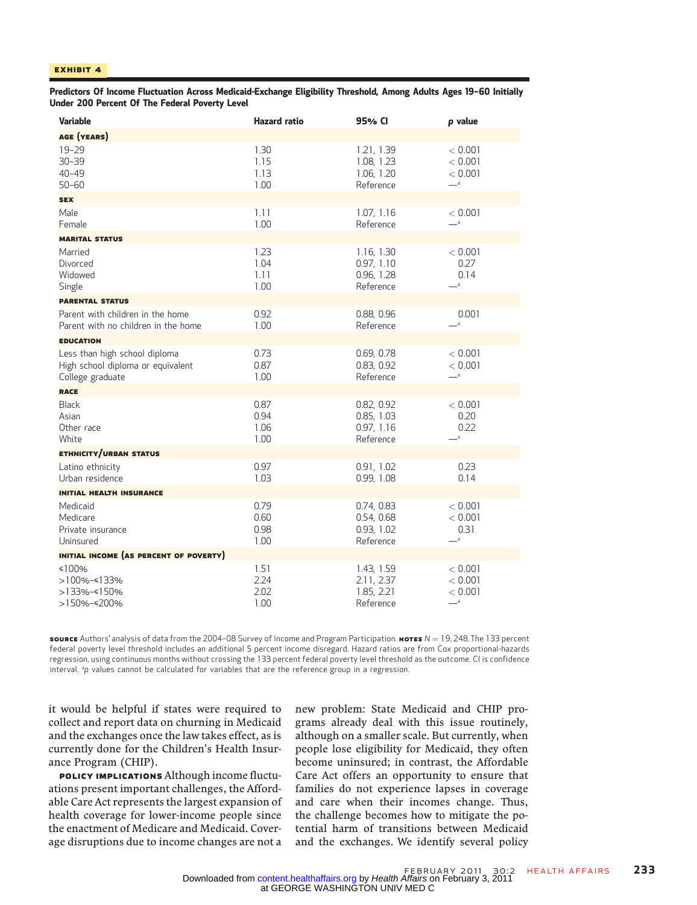**EXHIBIT 4**

**Predictors Of Income Fluctuation Across Medicaid-Exchange Eligibility Threshold, Among Adults Ages 19–60 Initially Under 200 Percent Of The Federal Poverty Level**

| Variable | Hazard ratio | 95% CI | *p* value |
|---|---|---|---|
| **AGE (YEARS)** | | | |
| 19–29 | 1.30 | 1.21, 1.39 | < 0.001 |
| 30–39 | 1.15 | 1.08, 1.23 | < 0.001 |
| 40–49 | 1.13 | 1.06, 1.20 | < 0.001 |
| 50–60 | 1.00 | Reference | —[a] |
| **SEX** | | | |
| Male | 1.11 | 1.07, 1.16 | < 0.001 |
| Female | 1.00 | Reference | —[a] |
| **MARITAL STATUS** | | | |
| Married | 1.23 | 1.16, 1.30 | < 0.001 |
| Divorced | 1.04 | 0.97, 1.10 | 0.27 |
| Widowed | 1.11 | 0.96, 1.28 | 0.14 |
| Single | 1.00 | Reference | —[a] |
| **PARENTAL STATUS** | | | |
| Parent with children in the home | 0.92 | 0.88, 0.96 | 0.001 |
| Parent with no children in the home | 1.00 | Reference | —[a] |
| **EDUCATION** | | | |
| Less than high school diploma | 0.73 | 0.69, 0.78 | < 0.001 |
| High school diploma or equivalent | 0.87 | 0.83, 0.92 | < 0.001 |
| College graduate | 1.00 | Reference | —[a] |
| **RACE** | | | |
| Black | 0.87 | 0.82, 0.92 | < 0.001 |
| Asian | 0.94 | 0.85, 1.03 | 0.20 |
| Other race | 1.06 | 0.97, 1.16 | 0.22 |
| White | 1.00 | Reference | —[a] |
| **ETHNICITY/URBAN STATUS** | | | |
| Latino ethnicity | 0.97 | 0.91, 1.02 | 0.23 |
| Urban residence | 1.03 | 0.99, 1.08 | 0.14 |
| **INITIAL HEALTH INSURANCE** | | | |
| Medicaid | 0.79 | 0.74, 0.83 | < 0.001 |
| Medicare | 0.60 | 0.54, 0.68 | < 0.001 |
| Private insurance | 0.98 | 0.93, 1.02 | 0.31 |
| Uninsured | 1.00 | Reference | —[a] |
| **INITIAL INCOME (AS PERCENT OF POVERTY)** | | | |
| ≤100% | 1.51 | 1.43, 1.59 | < 0.001 |
| >100%–≤133% | 2.24 | 2.11, 2.37 | < 0.001 |
| >133%–≤150% | 2.02 | 1.85, 2.21 | < 0.001 |
| >150%–≤200% | 1.00 | Reference | —[a] |

**SOURCE** Authors' analysis of data from the 2004–08 Survey of Income and Program Participation. **NOTES** $N = 19,248$. The 133 percent federal poverty level threshold includes an additional 5 percent income disregard. Hazard ratios are from Cox proportional-hazards regression, using continuous months without crossing the 133 percent federal poverty level threshold as the outcome. CI is confidence interval. [a]*p* values cannot be calculated for variables that are the reference group in a regression.

it would be helpful if states were required to collect and report data on churning in Medicaid and the exchanges once the law takes effect, as is currently done for the Children's Health Insurance Program (CHIP).

**POLICY IMPLICATIONS** Although income fluctuations present important challenges, the Affordable Care Act represents the largest expansion of health coverage for lower-income people since the enactment of Medicare and Medicaid. Coverage disruptions due to income changes are not a new problem: State Medicaid and CHIP programs already deal with this issue routinely, although on a smaller scale. But currently, when people lose eligibility for Medicaid, they often become uninsured; in contrast, the Affordable Care Act offers an opportunity to ensure that families do not experience lapses in coverage and care when their incomes change. Thus, the challenge becomes how to mitigate the potential harm of transitions between Medicaid and the exchanges. We identify several policy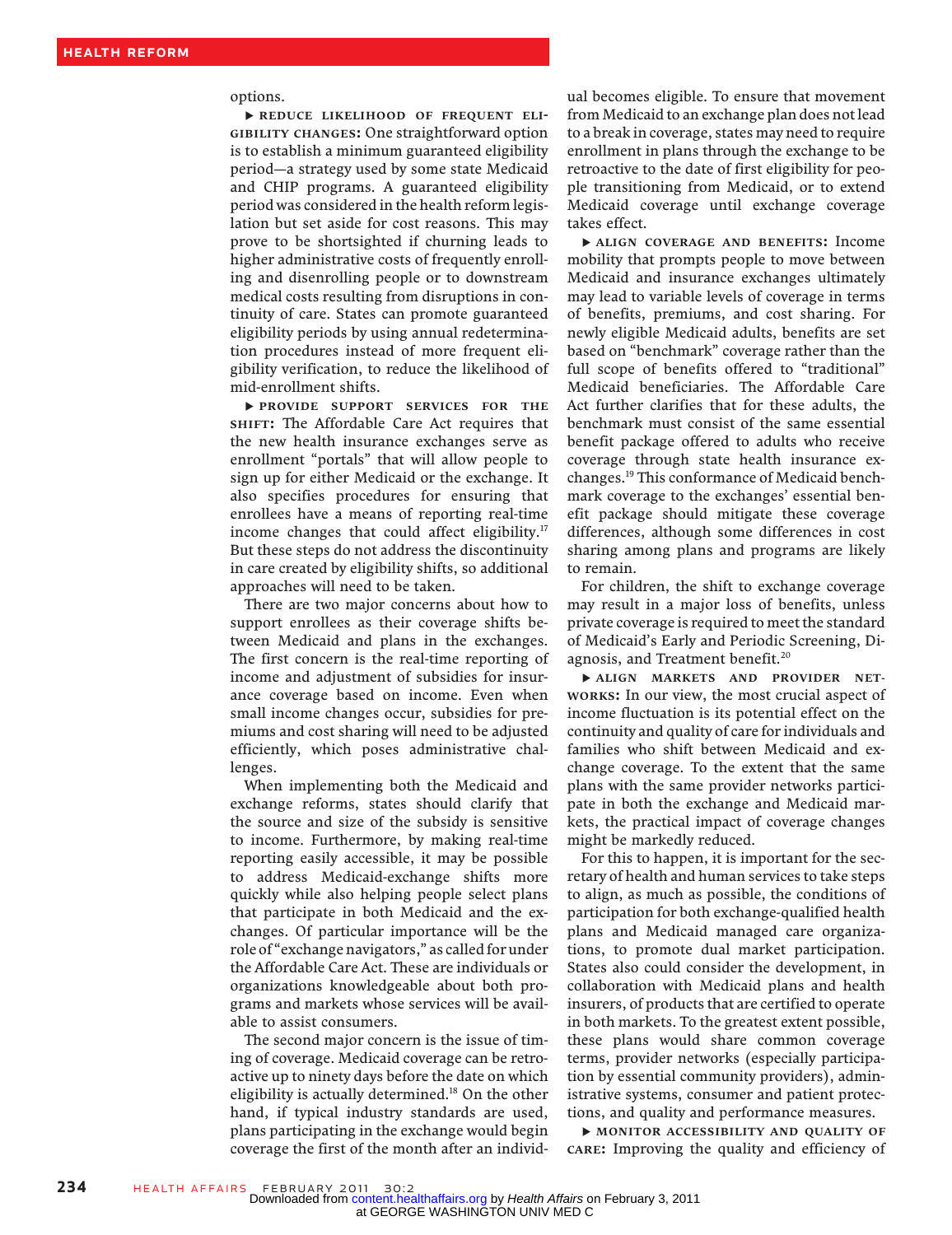options.

▶ **REDUCE LIKELIHOOD OF FREQUENT ELIGIBILITY CHANGES:** One straightforward option is to establish a minimum guaranteed eligibility period—a strategy used by some state Medicaid and CHIP programs. A guaranteed eligibility period was considered in the health reform legislation but set aside for cost reasons. This may prove to be shortsighted if churning leads to higher administrative costs of frequently enrolling and disenrolling people or to downstream medical costs resulting from disruptions in continuity of care. States can promote guaranteed eligibility periods by using annual redetermination procedures instead of more frequent eligibility verification, to reduce the likelihood of mid-enrollment shifts.

▶ **PROVIDE SUPPORT SERVICES FOR THE SHIFT:** The Affordable Care Act requires that the new health insurance exchanges serve as enrollment "portals" that will allow people to sign up for either Medicaid or the exchange. It also specifies procedures for ensuring that enrollees have a means of reporting real-time income changes that could affect eligibility.[17] But these steps do not address the discontinuity in care created by eligibility shifts, so additional approaches will need to be taken.

There are two major concerns about how to support enrollees as their coverage shifts between Medicaid and plans in the exchanges. The first concern is the real-time reporting of income and adjustment of subsidies for insurance coverage based on income. Even when small income changes occur, subsidies for premiums and cost sharing will need to be adjusted efficiently, which poses administrative challenges.

When implementing both the Medicaid and exchange reforms, states should clarify that the source and size of the subsidy is sensitive to income. Furthermore, by making real-time reporting easily accessible, it may be possible to address Medicaid-exchange shifts more quickly while also helping people select plans that participate in both Medicaid and the exchanges. Of particular importance will be the role of "exchange navigators," as called for under the Affordable Care Act. These are individuals or organizations knowledgeable about both programs and markets whose services will be available to assist consumers.

The second major concern is the issue of timing of coverage. Medicaid coverage can be retroactive up to ninety days before the date on which eligibility is actually determined.[18] On the other hand, if typical industry standards are used, plans participating in the exchange would begin coverage the first of the month after an individual becomes eligible. To ensure that movement from Medicaid to an exchange plan does not lead to a break in coverage, states may need to require enrollment in plans through the exchange to be retroactive to the date of first eligibility for people transitioning from Medicaid, or to extend Medicaid coverage until exchange coverage takes effect.

▶ **ALIGN COVERAGE AND BENEFITS:** Income mobility that prompts people to move between Medicaid and insurance exchanges ultimately may lead to variable levels of coverage in terms of benefits, premiums, and cost sharing. For newly eligible Medicaid adults, benefits are set based on "benchmark" coverage rather than the full scope of benefits offered to "traditional" Medicaid beneficiaries. The Affordable Care Act further clarifies that for these adults, the benchmark must consist of the same essential benefit package offered to adults who receive coverage through state health insurance exchanges.[19] This conformance of Medicaid benchmark coverage to the exchanges' essential benefit package should mitigate these coverage differences, although some differences in cost sharing among plans and programs are likely to remain.

For children, the shift to exchange coverage may result in a major loss of benefits, unless private coverage is required to meet the standard of Medicaid's Early and Periodic Screening, Diagnosis, and Treatment benefit.[20]

▶ **ALIGN MARKETS AND PROVIDER NETWORKS:** In our view, the most crucial aspect of income fluctuation is its potential effect on the continuity and quality of care for individuals and families who shift between Medicaid and exchange coverage. To the extent that the same plans with the same provider networks participate in both the exchange and Medicaid markets, the practical impact of coverage changes might be markedly reduced.

For this to happen, it is important for the secretary of health and human services to take steps to align, as much as possible, the conditions of participation for both exchange-qualified health plans and Medicaid managed care organizations, to promote dual market participation. States also could consider the development, in collaboration with Medicaid plans and health insurers, of products that are certified to operate in both markets. To the greatest extent possible, these plans would share common coverage terms, provider networks (especially participation by essential community providers), administrative systems, consumer and patient protections, and quality and performance measures.

▶ **MONITOR ACCESSIBILITY AND QUALITY OF CARE:** Improving the quality and efficiency of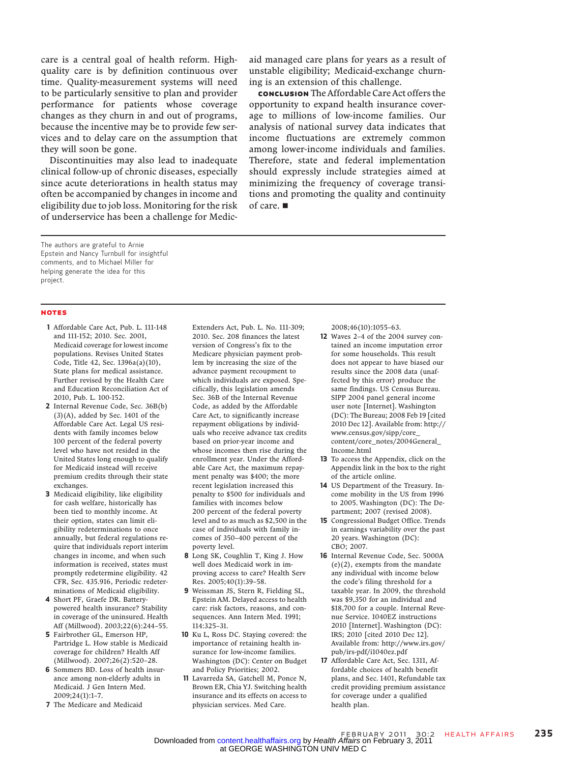care is a central goal of health reform. High-quality care is by definition continuous over time. Quality-measurement systems will need to be particularly sensitive to plan and provider performance for patients whose coverage changes as they churn in and out of programs, because the incentive may be to provide few services and to delay care on the assumption that they will soon be gone.

Discontinuities may also lead to inadequate clinical follow-up of chronic diseases, especially since acute deteriorations in health status may often be accompanied by changes in income and eligibility due to job loss. Monitoring for the risk of underservice has been a challenge for Medicaid managed care plans for years as a result of unstable eligibility; Medicaid-exchange churning is an extension of this challenge.

**CONCLUSION** The Affordable Care Act offers the opportunity to expand health insurance coverage to millions of low-income families. Our analysis of national survey data indicates that income fluctuations are extremely common among lower-income individuals and families. Therefore, state and federal implementation should expressly include strategies aimed at minimizing the frequency of coverage transitions and promoting the quality and continuity of care. ■

The authors are grateful to Arnie Epstein and Nancy Turnbull for insightful comments, and to Michael Miller for helping generate the idea for this project.

## NOTES

1. Affordable Care Act, Pub. L. 111-148 and 111-152; 2010. Sec. 2001, Medicaid coverage for lowest income populations. Revises United States Code, Title 42, Sec. 1396a(a)(10), State plans for medical assistance. Further revised by the Health Care and Education Reconciliation Act of 2010, Pub. L. 100-152.
2. Internal Revenue Code, Sec. 36B(b)(3)(A), added by Sec. 1401 of the Affordable Care Act. Legal US residents with family incomes below 100 percent of the federal poverty level who have not resided in the United States long enough to qualify for Medicaid instead will receive premium credits through their state exchanges.
3. Medicaid eligibility, like eligibility for cash welfare, historically has been tied to monthly income. At their option, states can limit eligibility redeterminations to once annually, but federal regulations require that individuals report interim changes in income, and when such information is received, states must promptly redetermine eligibility. 42 CFR, Sec. 435.916, Periodic redeterminations of Medicaid eligibility.
4. Short PF, Graefe DR. Battery-powered health insurance? Stability in coverage of the uninsured. Health Aff (Millwood). 2003;22(6):244–55.
5. Fairbrother GL, Emerson HP, Partridge L. How stable is Medicaid coverage for children? Health Aff (Millwood). 2007;26(2):520–28.
6. Sommers BD. Loss of health insurance among non-elderly adults in Medicaid. J Gen Intern Med. 2009;24(1):1–7.
7. The Medicare and Medicaid Extenders Act, Pub. L. No. 111-309; 2010. Sec. 208 finances the latest version of Congress's fix to the Medicare physician payment problem by increasing the size of the advance payment recoupment to which individuals are exposed. Specifically, this legislation amends Sec. 36B of the Internal Revenue Code, as added by the Affordable Care Act, to significantly increase repayment obligations by individuals who receive advance tax credits based on prior-year income and whose incomes then rise during the enrollment year. Under the Affordable Care Act, the maximum repayment penalty was $400; the more recent legislation increased this penalty to $500 for individuals and families with incomes below 200 percent of the federal poverty level and to as much as $2,500 in the case of individuals with family incomes of 350–400 percent of the poverty level.
8. Long SK, Coughlin T, King J. How well does Medicaid work in improving access to care? Health Serv Res. 2005;40(1):39–58.
9. Weissman JS, Stern R, Fielding SL, Epstein AM. Delayed access to health care: risk factors, reasons, and consequences. Ann Intern Med. 1991; 114:325–31.
10. Ku L, Ross DC. Staying covered: the importance of retaining health insurance for low-income families. Washington (DC): Center on Budget and Policy Priorities; 2002.
11. Lavarreda SA, Gatchell M, Ponce N, Brown ER, Chia YJ. Switching health insurance and its effects on access to physician services. Med Care. 2008;46(10):1055–63.
12. Waves 2–4 of the 2004 survey contained an income imputation error for some households. This result does not appear to have biased our results since the 2008 data (unaffected by this error) produce the same findings. US Census Bureau. SIPP 2004 panel general income user note [Internet]. Washington (DC): The Bureau; 2008 Feb 19 [cited 2010 Dec 12]. Available from: http://www.census.gov/sipp/core_content/core_notes/2004General_Income.html
13. To access the Appendix, click on the Appendix link in the box to the right of the article online.
14. US Department of the Treasury. Income mobility in the US from 1996 to 2005. Washington (DC): The Department; 2007 (revised 2008).
15. Congressional Budget Office. Trends in earnings variability over the past 20 years. Washington (DC): CBO; 2007.
16. Internal Revenue Code, Sec. 5000A (e)(2), exempts from the mandate any individual with income below the code's filing threshold for a taxable year. In 2009, the threshold was $9,350 for an individual and $18,700 for a couple. Internal Revenue Service. 1040EZ instructions 2010 [Internet]. Washington (DC): IRS; 2010 [cited 2010 Dec 12]. Available from: http://www.irs.gov/pub/irs-pdf/i1040ez.pdf
17. Affordable Care Act, Sec. 1311, Affordable choices of health benefit plans, and Sec. 1401, Refundable tax credit providing premium assistance for coverage under a qualified health plan.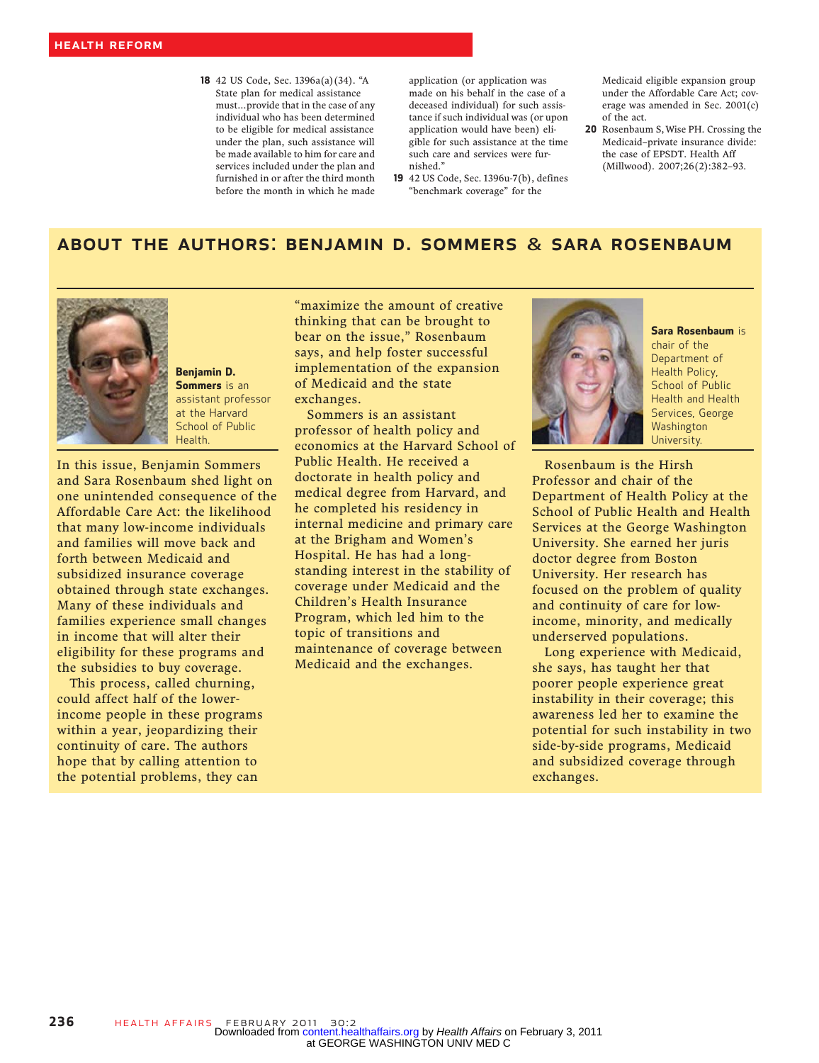18 42 US Code, Sec. 1396a(a)(34). "A State plan for medical assistance must…provide that in the case of any individual who has been determined to be eligible for medical assistance under the plan, such assistance will be made available to him for care and services included under the plan and furnished in or after the third month before the month in which he made application (or application was made on his behalf in the case of a deceased individual) for such assistance if such individual was (or upon application would have been) eligible for such assistance at the time such care and services were furnished."

19 42 US Code, Sec. 1396u-7(b), defines "benchmark coverage" for the Medicaid eligible expansion group under the Affordable Care Act; coverage was amended in Sec. 2001(c) of the act.

20 Rosenbaum S, Wise PH. Crossing the Medicaid–private insurance divide: the case of EPSDT. Health Aff (Millwood). 2007;26(2):382–93.

## About the Authors: Benjamin D. Sommers & Sara Rosenbaum

**Benjamin D. Sommers** is an assistant professor at the Harvard School of Public Health.

In this issue, Benjamin Sommers and Sara Rosenbaum shed light on one unintended consequence of the Affordable Care Act: the likelihood that many low-income individuals and families will move back and forth between Medicaid and subsidized insurance coverage obtained through state exchanges. Many of these individuals and families experience small changes in income that will alter their eligibility for these programs and the subsidies to buy coverage.

This process, called churning, could affect half of the lower-income people in these programs within a year, jeopardizing their continuity of care. The authors hope that by calling attention to the potential problems, they can "maximize the amount of creative thinking that can be brought to bear on the issue," Rosenbaum says, and help foster successful implementation of the expansion of Medicaid and the state exchanges.

Sommers is an assistant professor of health policy and economics at the Harvard School of Public Health. He received a doctorate in health policy and medical degree from Harvard, and he completed his residency in internal medicine and primary care at the Brigham and Women's Hospital. He has had a long-standing interest in the stability of coverage under Medicaid and the Children's Health Insurance Program, which led him to the topic of transitions and maintenance of coverage between Medicaid and the exchanges.

**Sara Rosenbaum** is chair of the Department of Health Policy, School of Public Health and Health Services, George Washington University.

Rosenbaum is the Hirsh Professor and chair of the Department of Health Policy at the School of Public Health and Health Services at the George Washington University. She earned her juris doctor degree from Boston University. Her research has focused on the problem of quality and continuity of care for low-income, minority, and medically underserved populations.

Long experience with Medicaid, she says, has taught her that poorer people experience great instability in their coverage; this awareness led her to examine the potential for such instability in two side-by-side programs, Medicaid and subsidized coverage through exchanges.